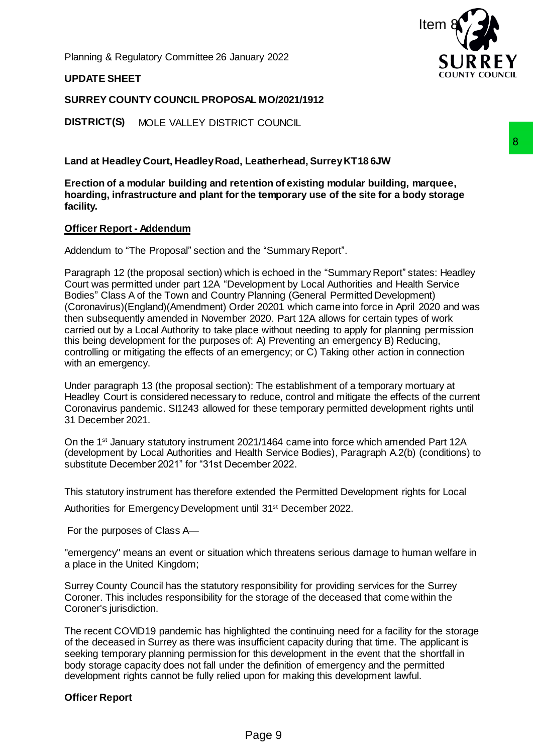Planning & Regulatory Committee 26 January 2022

Item 8

**UPDATE SHEET**

**SURREY COUNTY COUNCIL PROPOSAL MO/2021/1912**

**DISTRICT(S)** MOLE VALLEY DISTRICT COUNCIL

**Land at Headley Court, Headley Road, Leatherhead, Surrey KT18 6JW**

**Erection of a modular building and retention of existing modular building, marquee, hoarding, infrastructure and plant for the temporary use of the site for a body storage facility.**

**Officer Report - Addendum**

Addendum to "The Proposal" section and the "Summary Report".

Paragraph 12 (the proposal section) which is echoed in the "Summary Report" states: Headley Court was permitted under part 12A "Development by Local Authorities and Health Service Bodies" Class A of the Town and Country Planning (General Permitted Development) (Coronavirus)(England)(Amendment) Order 20201 which came into force in April 2020 and was then subsequently amended in November 2020. Part 12A allows for certain types of work carried out by a Local Authority to take place without needing to apply for planning permission this being development for the purposes of: A) Preventing an emergency B) Reducing, controlling or mitigating the effects of an emergency; or C) Taking other action in connection with an emergency.

Under paragraph 13 (the proposal section): The establishment of a temporary mortuary at Headley Court is considered necessary to reduce, control and mitigate the effects of the current Coronavirus pandemic. SI1243 allowed for these temporary permitted development rights until 31 December 2021.

On the 1st January statutory instrument 2021/1464 came into force which amended Part 12A (development by Local Authorities and Health Service Bodies), Paragraph A.2(b) (conditions) to substitute December 2021" for "31st December 2022.

This statutory instrument has therefore extended the Permitted Development rights for Local Authorities for Emergency Development until 31st December 2022.

For the purposes of Class A—

"emergency" means an event or situation which threatens serious damage to human welfare in a place in the United Kingdom;

Surrey County Council has the statutory responsibility for providing services for the Surrey Coroner. This includes responsibility for the storage of the deceased that come within the Coroner's jurisdiction.

The recent COVID19 pandemic has highlighted the continuing need for a facility for the storage of the deceased in Surrey as there was insufficient capacity during that time. The applicant is seeking temporary planning permission for this development in the event that the shortfall in body storage capacity does not fall under the definition of emergency and the permitted development rights cannot be fully relied upon for making this development lawful.

**Officer Report**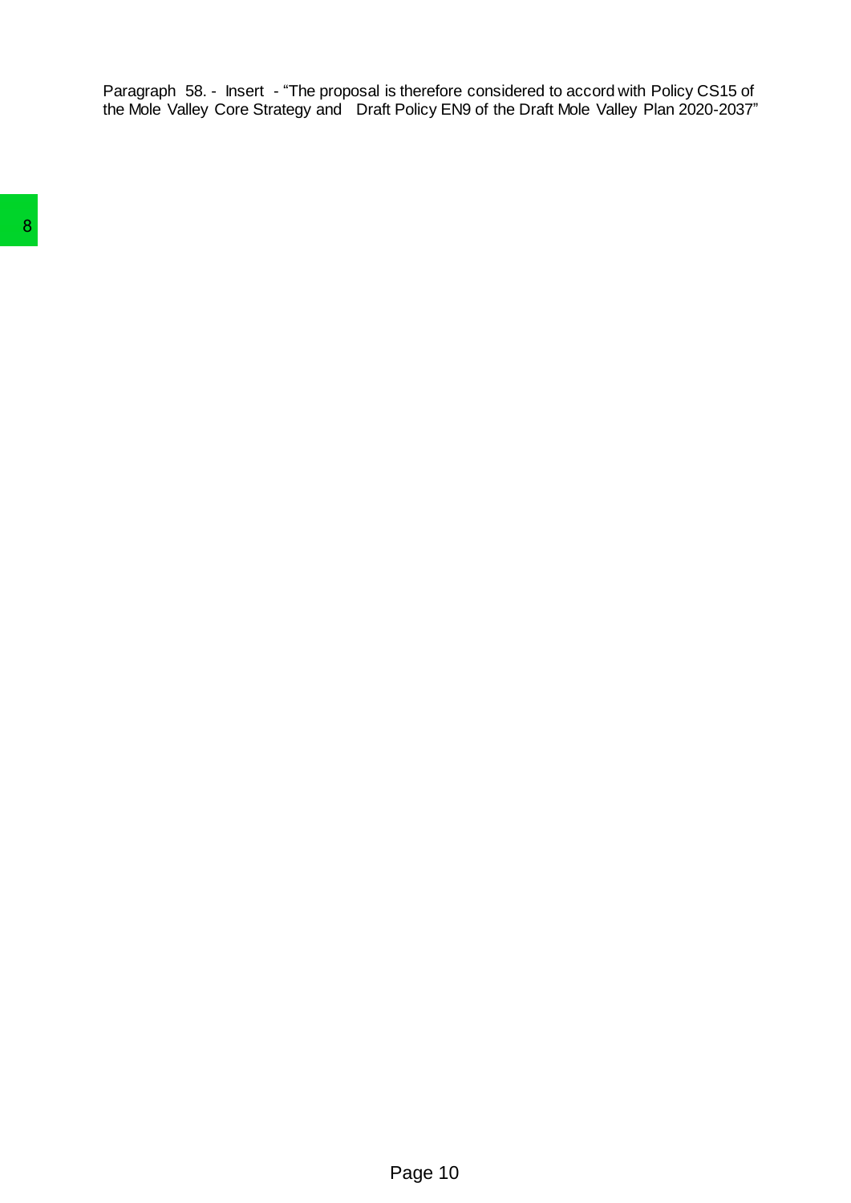Paragraph 58. - Insert - "The proposal is therefore considered to accord with Policy CS15 of the Mole Valley Core Strategy and Draft Policy EN9 of the Draft Mole Valley Plan 2020-2037"